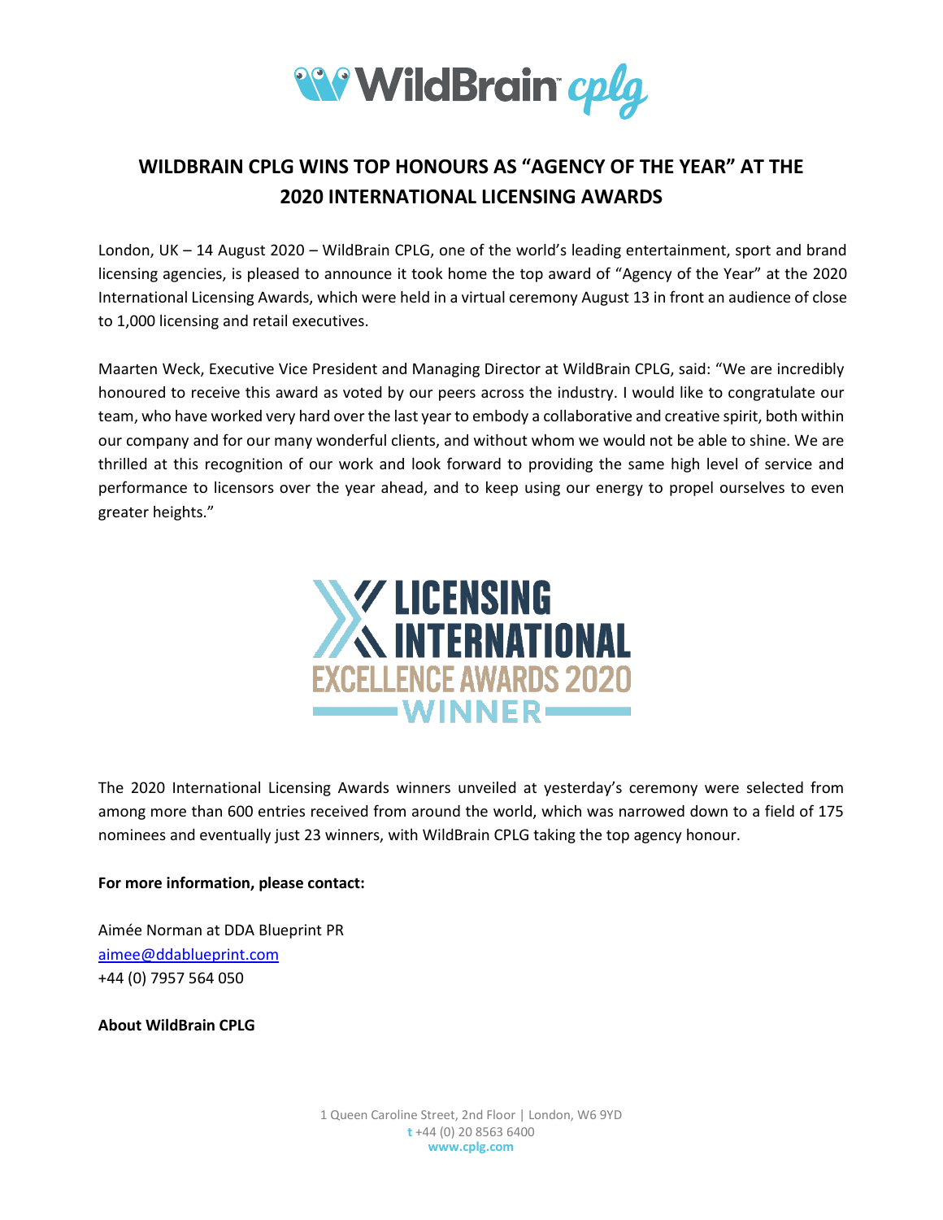# WILDBRAIN CPLG WINS TOP HONOURS AS "AGENCY OF THE YEAR" AT THE 2020 INTERNATIONAL LICENSING AWARDS

London, UK – 14 August 2020 – WildBrain CPLG, one of the world's leading entertainment, sport and brand licensing agencies, is pleased to announce it took home the top award of "Agency of the Year" at the 2020 International Licensing Awards, which were held in a virtual ceremony August 13 in front an audience of close to 1,000 licensing and retail executives.

Maarten Weck, Executive Vice President and Managing Director at WildBrain CPLG, said: "We are incredibly honoured to receive this award as voted by our peers across the industry. I would like to congratulate our team, who have worked very hard over the last year to embody a collaborative and creative spirit, both within our company and for our many wonderful clients, and without whom we would not be able to shine. We are thrilled at this recognition of our work and look forward to providing the same high level of service and performance to licensors over the year ahead, and to keep using our energy to propel ourselves to even greater heights."

LICENSING INTERNATIONAL EXCELLENCE AWARDS 2020 WINNER

The 2020 International Licensing Awards winners unveiled at yesterday's ceremony were selected from among more than 600 entries received from around the world, which was narrowed down to a field of 175 nominees and eventually just 23 winners, with WildBrain CPLG taking the top agency honour.

**For more information, please contact:**

Aimée Norman at DDA Blueprint PR
aimee@ddablueprint.com
+44 (0) 7957 564 050

**About WildBrain CPLG**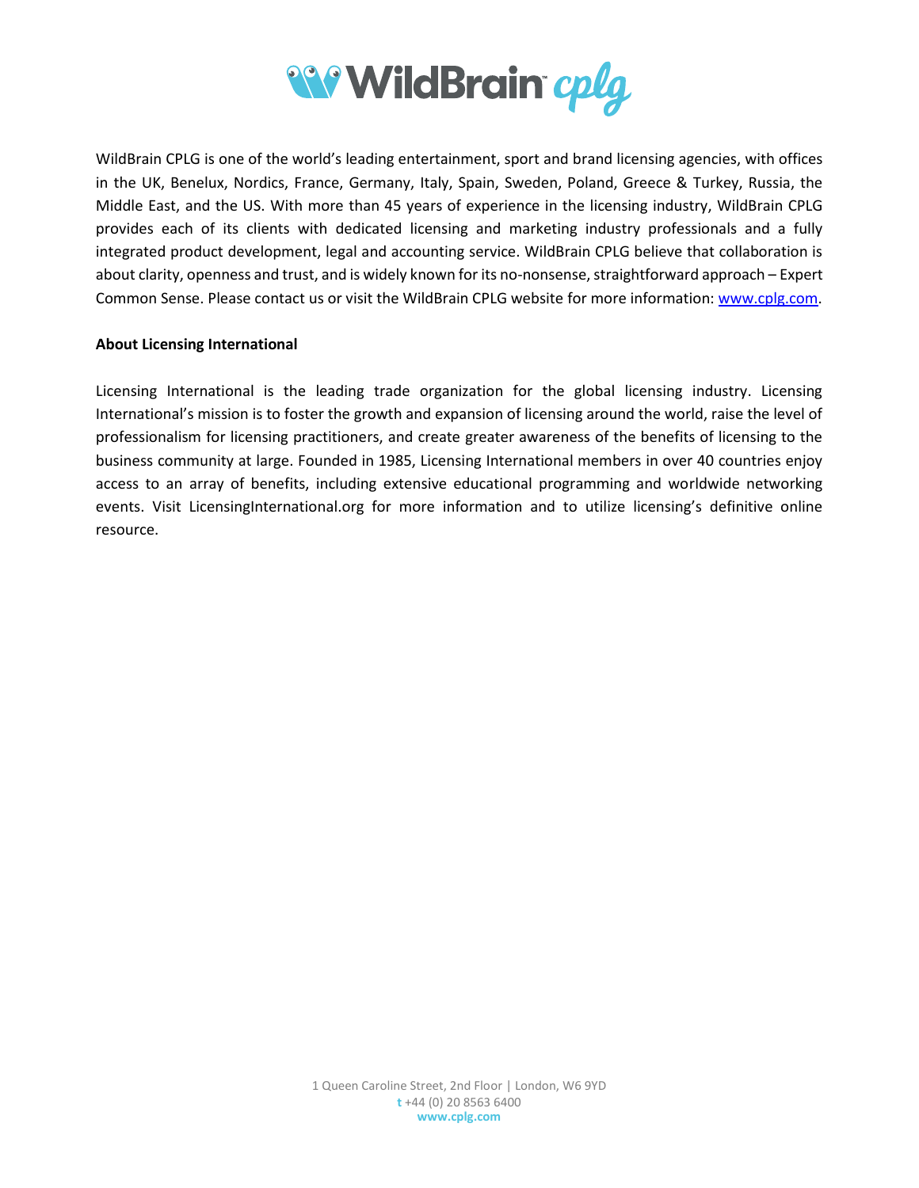WildBrain CPLG is one of the world's leading entertainment, sport and brand licensing agencies, with offices in the UK, Benelux, Nordics, France, Germany, Italy, Spain, Sweden, Poland, Greece & Turkey, Russia, the Middle East, and the US. With more than 45 years of experience in the licensing industry, WildBrain CPLG provides each of its clients with dedicated licensing and marketing industry professionals and a fully integrated product development, legal and accounting service. WildBrain CPLG believe that collaboration is about clarity, openness and trust, and is widely known for its no-nonsense, straightforward approach – Expert Common Sense. Please contact us or visit the WildBrain CPLG website for more information: [www.cplg.com](http://www.cplg.com).

**About Licensing International**

Licensing International is the leading trade organization for the global licensing industry. Licensing International's mission is to foster the growth and expansion of licensing around the world, raise the level of professionalism for licensing practitioners, and create greater awareness of the benefits of licensing to the business community at large. Founded in 1985, Licensing International members in over 40 countries enjoy access to an array of benefits, including extensive educational programming and worldwide networking events. Visit LicensingInternational.org for more information and to utilize licensing's definitive online resource.

1 Queen Caroline Street, 2nd Floor | London, W6 9YD
t +44 (0) 20 8563 6400
www.cplg.com